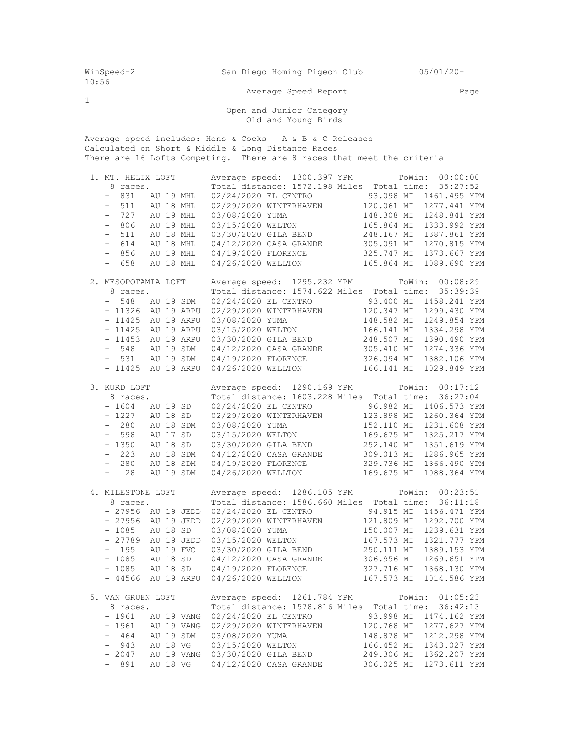WinSpeed-2 San Diego Homing Pigeon Club 05/01/20- 10:56

Average Speed Report

Open and Junior Category
Old and Young Birds

Average speed includes: Hens & Cocks A & B & C Releases
Calculated on Short & Middle & Long Distance Races
There are 16 Lofts Competing. There are 8 races that meet the criteria

**1. MT. HELIX LOFT** — Average speed: 1300.397 YPM — ToWin: 00:00:00
8 races. Total distance: 1572.198 Miles Total time: 35:27:52

| Band | | | Date | Race | Distance | Speed |
|---|---|---|---|---|---|---|
| - 831 | AU 19 | MHL | 02/24/2020 | EL CENTRO | 93.098 MI | 1461.495 YPM |
| - 511 | AU 18 | MHL | 02/29/2020 | WINTERHAVEN | 120.061 MI | 1277.441 YPM |
| - 727 | AU 19 | MHL | 03/08/2020 | YUMA | 148.308 MI | 1248.841 YPM |
| - 806 | AU 19 | MHL | 03/15/2020 | WELTON | 165.864 MI | 1333.992 YPM |
| - 511 | AU 18 | MHL | 03/30/2020 | GILA BEND | 248.167 MI | 1387.861 YPM |
| - 614 | AU 18 | MHL | 04/12/2020 | CASA GRANDE | 305.091 MI | 1270.815 YPM |
| - 856 | AU 19 | MHL | 04/19/2020 | FLORENCE | 325.747 MI | 1373.667 YPM |
| - 658 | AU 18 | MHL | 04/26/2020 | WELLTON | 165.864 MI | 1089.690 YPM |

**2. MESOPOTAMIA LOFT** — Average speed: 1295.232 YPM — ToWin: 00:08:29
8 races. Total distance: 1574.622 Miles Total time: 35:39:39

| Band | | | Date | Race | Distance | Speed |
|---|---|---|---|---|---|---|
| - 548 | AU 19 | SDM | 02/24/2020 | EL CENTRO | 93.400 MI | 1458.241 YPM |
| - 11326 | AU 19 | ARPU | 02/29/2020 | WINTERHAVEN | 120.347 MI | 1299.430 YPM |
| - 11425 | AU 19 | ARPU | 03/08/2020 | YUMA | 148.582 MI | 1249.854 YPM |
| - 11425 | AU 19 | ARPU | 03/15/2020 | WELTON | 166.141 MI | 1334.298 YPM |
| - 11453 | AU 19 | ARPU | 03/30/2020 | GILA BEND | 248.507 MI | 1390.490 YPM |
| - 548 | AU 19 | SDM | 04/12/2020 | CASA GRANDE | 305.410 MI | 1274.336 YPM |
| - 531 | AU 19 | SDM | 04/19/2020 | FLORENCE | 326.094 MI | 1382.106 YPM |
| - 11425 | AU 19 | ARPU | 04/26/2020 | WELLTON | 166.141 MI | 1029.849 YPM |

**3. KURD LOFT** — Average speed: 1290.169 YPM — ToWin: 00:17:12
8 races. Total distance: 1603.228 Miles Total time: 36:27:04

| Band | | | Date | Race | Distance | Speed |
|---|---|---|---|---|---|---|
| - 1604 | AU 19 | SD | 02/24/2020 | EL CENTRO | 96.982 MI | 1406.573 YPM |
| - 1227 | AU 18 | SD | 02/29/2020 | WINTERHAVEN | 123.898 MI | 1260.364 YPM |
| - 280 | AU 18 | SDM | 03/08/2020 | YUMA | 152.110 MI | 1231.608 YPM |
| - 598 | AU 17 | SD | 03/15/2020 | WELTON | 169.675 MI | 1325.217 YPM |
| - 1350 | AU 18 | SD | 03/30/2020 | GILA BEND | 252.140 MI | 1351.619 YPM |
| - 223 | AU 18 | SDM | 04/12/2020 | CASA GRANDE | 309.013 MI | 1286.965 YPM |
| - 280 | AU 18 | SDM | 04/19/2020 | FLORENCE | 329.736 MI | 1366.490 YPM |
| - 28 | AU 19 | SDM | 04/26/2020 | WELLTON | 169.675 MI | 1088.364 YPM |

**4. MILESTONE LOFT** — Average speed: 1286.105 YPM — ToWin: 00:23:51
8 races. Total distance: 1586.660 Miles Total time: 36:11:18

| Band | | | Date | Race | Distance | Speed |
|---|---|---|---|---|---|---|
| - 27956 | AU 19 | JEDD | 02/24/2020 | EL CENTRO | 94.915 MI | 1456.471 YPM |
| - 27956 | AU 19 | JEDD | 02/29/2020 | WINTERHAVEN | 121.809 MI | 1292.700 YPM |
| - 1085 | AU 18 | SD | 03/08/2020 | YUMA | 150.007 MI | 1239.631 YPM |
| - 27789 | AU 19 | JEDD | 03/15/2020 | WELTON | 167.573 MI | 1321.777 YPM |
| - 195 | AU 19 | FVC | 03/30/2020 | GILA BEND | 250.111 MI | 1389.153 YPM |
| - 1085 | AU 18 | SD | 04/12/2020 | CASA GRANDE | 306.956 MI | 1269.651 YPM |
| - 1085 | AU 18 | SD | 04/19/2020 | FLORENCE | 327.716 MI | 1368.130 YPM |
| - 44566 | AU 19 | ARPU | 04/26/2020 | WELLTON | 167.573 MI | 1014.586 YPM |

**5. VAN GRUEN LOFT** — Average speed: 1261.784 YPM — ToWin: 01:05:23
8 races. Total distance: 1578.816 Miles Total time: 36:42:13

| Band | | | Date | Race | Distance | Speed |
|---|---|---|---|---|---|---|
| - 1961 | AU 19 | VANG | 02/24/2020 | EL CENTRO | 93.998 MI | 1474.162 YPM |
| - 1961 | AU 19 | VANG | 02/29/2020 | WINTERHAVEN | 120.768 MI | 1277.627 YPM |
| - 464 | AU 19 | SDM | 03/08/2020 | YUMA | 148.878 MI | 1212.298 YPM |
| - 943 | AU 18 | VG | 03/15/2020 | WELTON | 166.452 MI | 1343.027 YPM |
| - 2047 | AU 19 | VANG | 03/30/2020 | GILA BEND | 249.306 MI | 1362.207 YPM |
| - 891 | AU 18 | VG | 04/12/2020 | CASA GRANDE | 306.025 MI | 1273.611 YPM |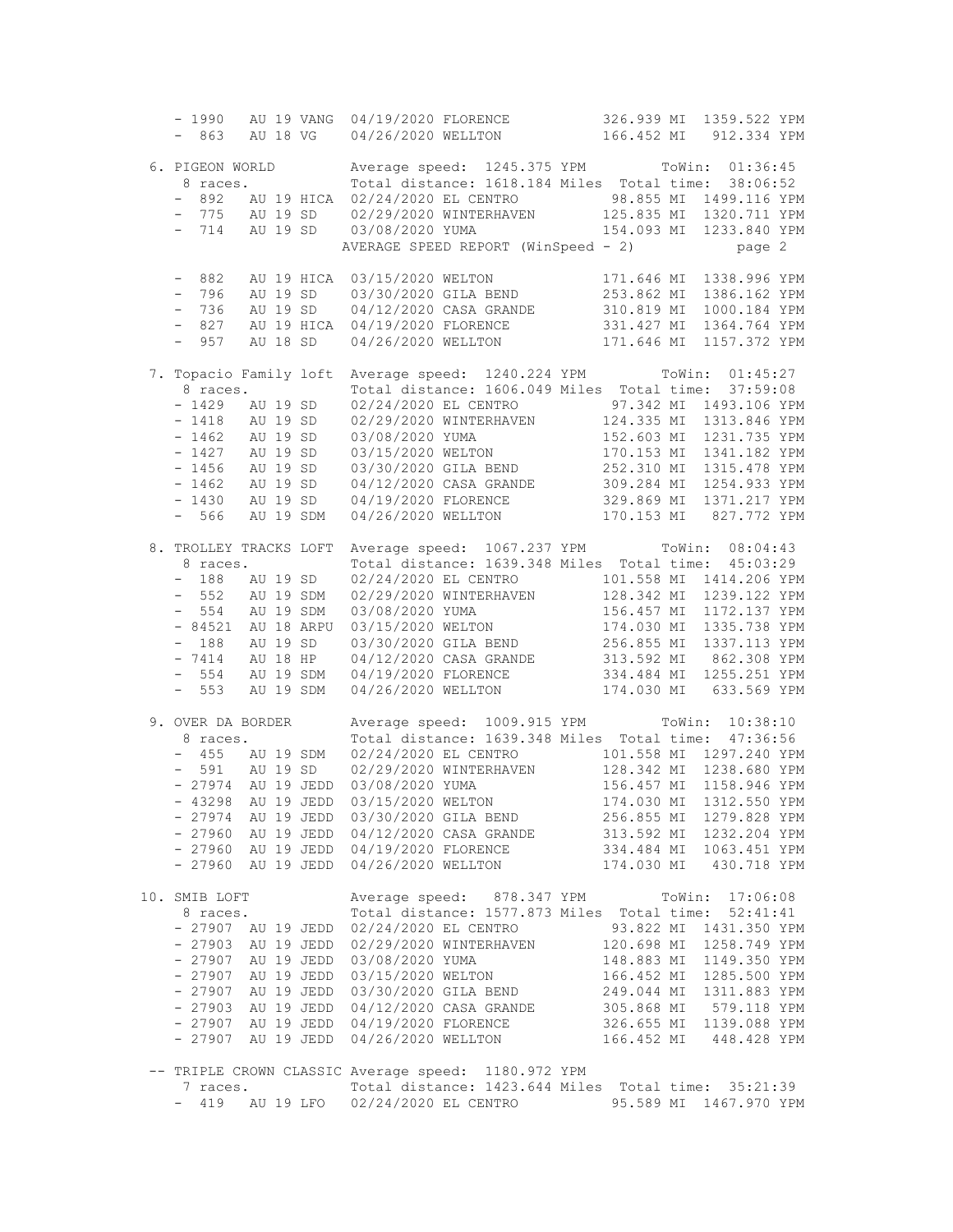```
 - 1990   AU 19 VANG  04/19/2020 FLORENCE          326.939 MI  1359.522 YPM
 - 863    AU 18 VG    04/26/2020 WELLTON           166.452 MI   912.334 YPM

 6. PIGEON WORLD        Average speed:  1245.375 YPM          ToWin:  01:36:45
    8 races.            Total distance: 1618.184 Miles  Total time:  38:06:52
 - 892    AU 19 HICA  02/24/2020 EL CENTRO          98.855 MI  1499.116 YPM
 - 775    AU 19 SD    02/29/2020 WINTERHAVEN       125.835 MI  1320.711 YPM
 - 714    AU 19 SD    03/08/2020 YUMA              154.093 MI  1233.840 YPM
                      AVERAGE SPEED REPORT (WinSpeed - 2)             page 2

 - 882    AU 19 HICA  03/15/2020 WELTON            171.646 MI  1338.996 YPM
 - 796    AU 19 SD    03/30/2020 GILA BEND         253.862 MI  1386.162 YPM
 - 736    AU 19 SD    04/12/2020 CASA GRANDE       310.819 MI  1000.184 YPM
 - 827    AU 19 HICA  04/19/2020 FLORENCE          331.427 MI  1364.764 YPM
 - 957    AU 18 SD    04/26/2020 WELLTON           171.646 MI  1157.372 YPM

 7. Topacio Family loft  Average speed:  1240.224 YPM          ToWin:  01:45:27
    8 races.            Total distance: 1606.049 Miles  Total time:  37:59:08
 - 1429   AU 19 SD    02/24/2020 EL CENTRO          97.342 MI  1493.106 YPM
 - 1418   AU 19 SD    02/29/2020 WINTERHAVEN       124.335 MI  1313.846 YPM
 - 1462   AU 19 SD    03/08/2020 YUMA              152.603 MI  1231.735 YPM
 - 1427   AU 19 SD    03/15/2020 WELTON            170.153 MI  1341.182 YPM
 - 1456   AU 19 SD    03/30/2020 GILA BEND         252.310 MI  1315.478 YPM
 - 1462   AU 19 SD    04/12/2020 CASA GRANDE       309.284 MI  1254.933 YPM
 - 1430   AU 19 SD    04/19/2020 FLORENCE          329.869 MI  1371.217 YPM
 - 566    AU 19 SDM   04/26/2020 WELLTON           170.153 MI   827.772 YPM

 8. TROLLEY TRACKS LOFT  Average speed:  1067.237 YPM          ToWin:  08:04:43
    8 races.            Total distance: 1639.348 Miles  Total time:  45:03:29
 - 188    AU 19 SD    02/24/2020 EL CENTRO         101.558 MI  1414.206 YPM
 - 552    AU 19 SDM   02/29/2020 WINTERHAVEN       128.342 MI  1239.122 YPM
 - 554    AU 19 SDM   03/08/2020 YUMA              156.457 MI  1172.137 YPM
 - 84521  AU 18 ARPU  03/15/2020 WELTON            174.030 MI  1335.738 YPM
 - 188    AU 19 SD    03/30/2020 GILA BEND         256.855 MI  1337.113 YPM
 - 7414   AU 18 HP    04/12/2020 CASA GRANDE       313.592 MI   862.308 YPM
 - 554    AU 19 SDM   04/19/2020 FLORENCE          334.484 MI  1255.251 YPM
 - 553    AU 19 SDM   04/26/2020 WELLTON           174.030 MI   633.569 YPM

 9. OVER DA BORDER      Average speed:  1009.915 YPM          ToWin:  10:38:10
    8 races.            Total distance: 1639.348 Miles  Total time:  47:36:56
 - 455    AU 19 SDM   02/24/2020 EL CENTRO         101.558 MI  1297.240 YPM
 - 591    AU 19 SD    02/29/2020 WINTERHAVEN       128.342 MI  1238.680 YPM
 - 27974  AU 19 JEDD  03/08/2020 YUMA              156.457 MI  1158.946 YPM
 - 43298  AU 19 JEDD  03/15/2020 WELTON            174.030 MI  1312.550 YPM
 - 27974  AU 19 JEDD  03/30/2020 GILA BEND         256.855 MI  1279.828 YPM
 - 27960  AU 19 JEDD  04/12/2020 CASA GRANDE       313.592 MI  1232.204 YPM
 - 27960  AU 19 JEDD  04/19/2020 FLORENCE          334.484 MI  1063.451 YPM
 - 27960  AU 19 JEDD  04/26/2020 WELLTON           174.030 MI   430.718 YPM

10. SMIB LOFT           Average speed:   878.347 YPM          ToWin:  17:06:08
    8 races.            Total distance: 1577.873 Miles  Total time:  52:41:41
 - 27907  AU 19 JEDD  02/24/2020 EL CENTRO          93.822 MI  1431.350 YPM
 - 27903  AU 19 JEDD  02/29/2020 WINTERHAVEN       120.698 MI  1258.749 YPM
 - 27907  AU 19 JEDD  03/08/2020 YUMA              148.883 MI  1149.350 YPM
 - 27907  AU 19 JEDD  03/15/2020 WELTON            166.452 MI  1285.500 YPM
 - 27907  AU 19 JEDD  03/30/2020 GILA BEND         249.044 MI  1311.883 YPM
 - 27903  AU 19 JEDD  04/12/2020 CASA GRANDE       305.868 MI   579.118 YPM
 - 27907  AU 19 JEDD  04/19/2020 FLORENCE          326.655 MI  1139.088 YPM
 - 27907  AU 19 JEDD  04/26/2020 WELLTON           166.452 MI   448.428 YPM

 -- TRIPLE CROWN CLASSIC Average speed:  1180.972 YPM
    7 races.            Total distance: 1423.644 Miles  Total time:  35:21:39
 - 419    AU 19 LFO   02/24/2020 EL CENTRO          95.589 MI  1467.970 YPM
```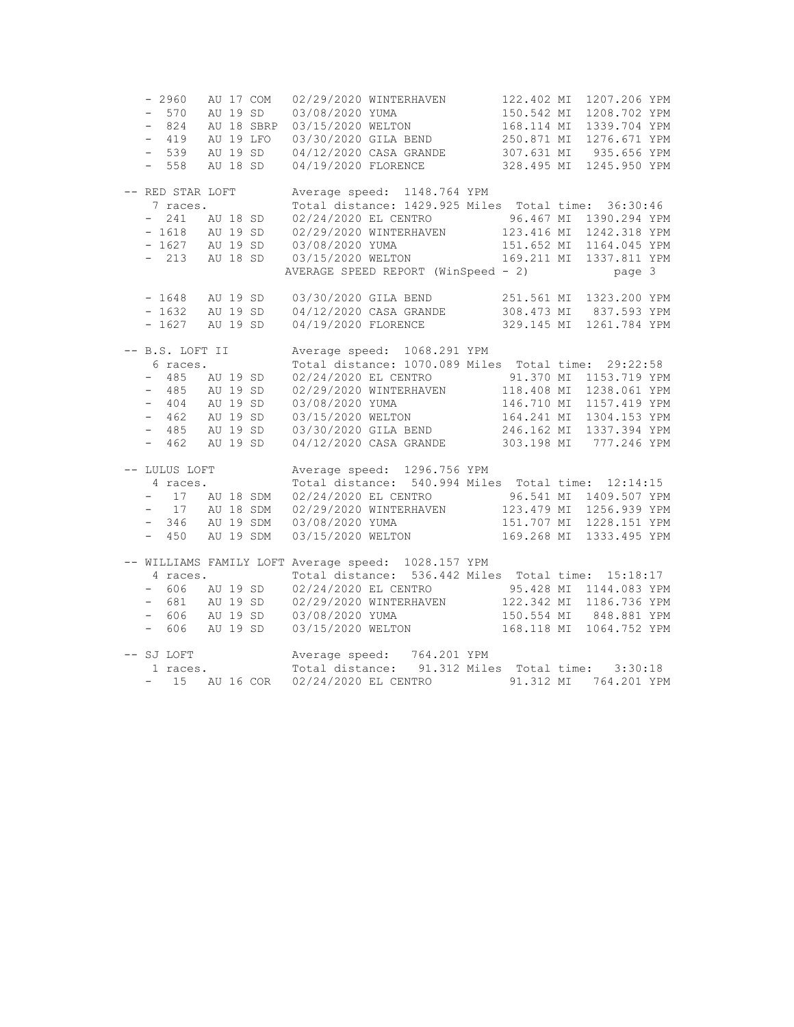```
 - 2960   AU 17 COM   02/29/2020 WINTERHAVEN       122.402 MI  1207.206 YPM
 -  570   AU 19 SD    03/08/2020 YUMA              150.542 MI  1208.702 YPM
 -  824   AU 18 SBRP  03/15/2020 WELTON            168.114 MI  1339.704 YPM
 -  419   AU 19 LFO   03/30/2020 GILA BEND         250.871 MI  1276.671 YPM
 -  539   AU 19 SD    04/12/2020 CASA GRANDE       307.631 MI   935.656 YPM
 -  558   AU 18 SD    04/19/2020 FLORENCE          328.495 MI  1245.950 YPM

-- RED STAR LOFT         Average speed:  1148.764 YPM
   7 races.             Total distance: 1429.925 Miles  Total time:  36:30:46
 -  241   AU 18 SD    02/24/2020 EL CENTRO          96.467 MI  1390.294 YPM
 - 1618   AU 19 SD    02/29/2020 WINTERHAVEN       123.416 MI  1242.318 YPM
 - 1627   AU 19 SD    03/08/2020 YUMA              151.652 MI  1164.045 YPM
 -  213   AU 18 SD    03/15/2020 WELTON            169.211 MI  1337.811 YPM
 - 1648   AU 19 SD    03/30/2020 GILA BEND         251.561 MI  1323.200 YPM
 - 1632   AU 19 SD    04/12/2020 CASA GRANDE       308.473 MI   837.593 YPM
 - 1627   AU 19 SD    04/19/2020 FLORENCE          329.145 MI  1261.784 YPM

-- B.S. LOFT II          Average speed:  1068.291 YPM
   6 races.             Total distance: 1070.089 Miles  Total time:  29:22:58
 -  485   AU 19 SD    02/24/2020 EL CENTRO          91.370 MI  1153.719 YPM
 -  485   AU 19 SD    02/29/2020 WINTERHAVEN       118.408 MI  1238.061 YPM
 -  404   AU 19 SD    03/08/2020 YUMA              146.710 MI  1157.419 YPM
 -  462   AU 19 SD    03/15/2020 WELTON            164.241 MI  1304.153 YPM
 -  485   AU 19 SD    03/30/2020 GILA BEND         246.162 MI  1337.394 YPM
 -  462   AU 19 SD    04/12/2020 CASA GRANDE       303.198 MI   777.246 YPM

-- LULUS LOFT            Average speed:  1296.756 YPM
   4 races.             Total distance:  540.994 Miles  Total time:  12:14:15
 -   17   AU 18 SDM   02/24/2020 EL CENTRO          96.541 MI  1409.507 YPM
 -   17   AU 18 SDM   02/29/2020 WINTERHAVEN       123.479 MI  1256.939 YPM
 -  346   AU 19 SDM   03/08/2020 YUMA              151.707 MI  1228.151 YPM
 -  450   AU 19 SDM   03/15/2020 WELTON            169.268 MI  1333.495 YPM

-- WILLIAMS FAMILY LOFT Average speed:  1028.157 YPM
   4 races.             Total distance:  536.442 Miles  Total time:  15:18:17
 -  606   AU 19 SD    02/24/2020 EL CENTRO          95.428 MI  1144.083 YPM
 -  681   AU 19 SD    02/29/2020 WINTERHAVEN       122.342 MI  1186.736 YPM
 -  606   AU 19 SD    03/08/2020 YUMA              150.554 MI   848.881 YPM
 -  606   AU 19 SD    03/15/2020 WELTON            168.118 MI  1064.752 YPM

-- SJ LOFT               Average speed:   764.201 YPM
   1 races.             Total distance:   91.312 Miles  Total time:   3:30:18
 -   15   AU 16 COR   02/24/2020 EL CENTRO          91.312 MI   764.201 YPM
```